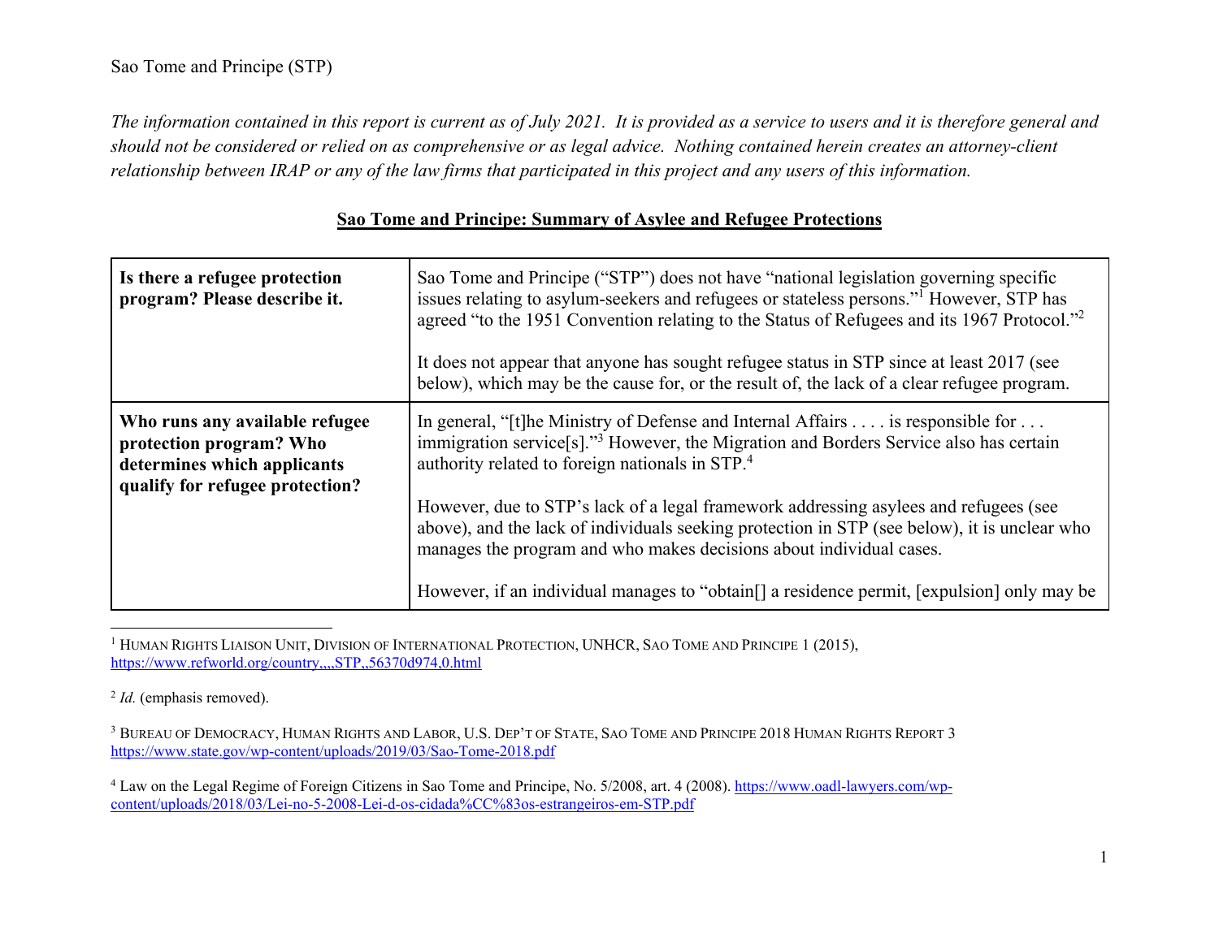Sao Tome and Principe (STP)

*The information contained in this report is current as of July 2021. It is provided as a service to users and it is therefore general and should not be considered or relied on as comprehensive or as legal advice. Nothing contained herein creates an attorney-client relationship between IRAP or any of the law firms that participated in this project and any users of this information.*

## Sao Tome and Principe: Summary of Asylee and Refugee Protections

| **Is there a refugee protection program? Please describe it.** | Sao Tome and Principe ("STP") does not have "national legislation governing specific issues relating to asylum-seekers and refugees or stateless persons."[1] However, STP has agreed "to the 1951 Convention relating to the Status of Refugees and its 1967 Protocol."[2]<br><br>It does not appear that anyone has sought refugee status in STP since at least 2017 (see below), which may be the cause for, or the result of, the lack of a clear refugee program. |
|---|---|
| **Who runs any available refugee protection program? Who determines which applicants qualify for refugee protection?** | In general, "[t]he Ministry of Defense and Internal Affairs . . . . is responsible for . . . immigration service[s]."[3] However, the Migration and Borders Service also has certain authority related to foreign nationals in STP.[4]<br><br>However, due to STP's lack of a legal framework addressing asylees and refugees (see above), and the lack of individuals seeking protection in STP (see below), it is unclear who manages the program and who makes decisions about individual cases.<br><br>However, if an individual manages to "obtain[] a residence permit, [expulsion] only may be |

[1] Human Rights Liaison Unit, Division of International Protection, UNHCR, Sao Tome and Principe 1 (2015), https://www.refworld.org/country,,,,STP,,56370d974,0.html

[2] *Id.* (emphasis removed).

[3] Bureau of Democracy, Human Rights and Labor, U.S. Dep't of State, Sao Tome and Principe 2018 Human Rights Report 3 https://www.state.gov/wp-content/uploads/2019/03/Sao-Tome-2018.pdf

[4] Law on the Legal Regime of Foreign Citizens in Sao Tome and Principe, No. 5/2008, art. 4 (2008). https://www.oadl-lawyers.com/wp-content/uploads/2018/03/Lei-no-5-2008-Lei-d-os-cidada%CC%83os-estrangeiros-em-STP.pdf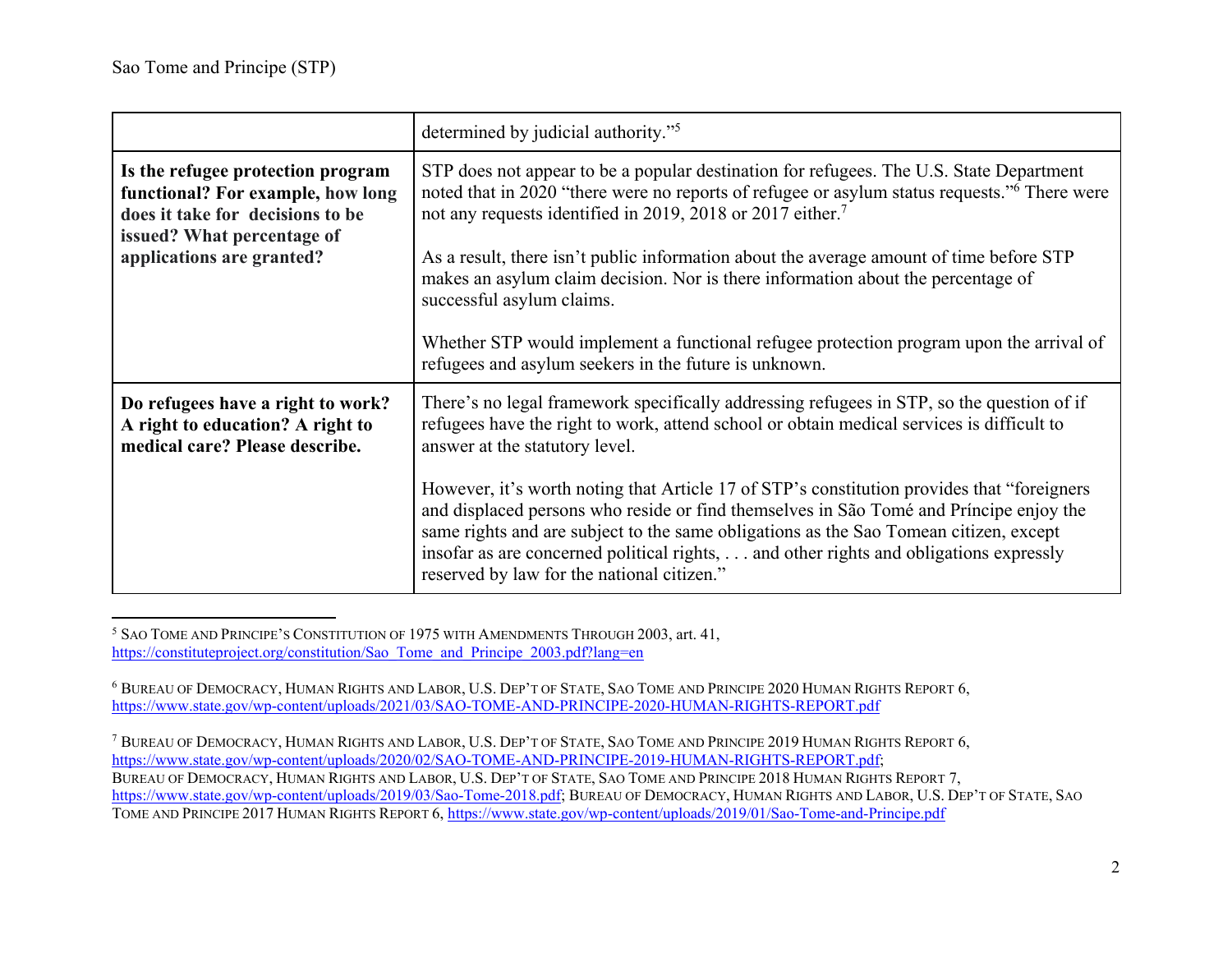| | |
|---|---|
| | determined by judicial authority."[5] |
| **Is the refugee protection program functional? For example, how long does it take for decisions to be issued? What percentage of applications are granted?** | STP does not appear to be a popular destination for refugees. The U.S. State Department noted that in 2020 "there were no reports of refugee or asylum status requests."[6] There were not any requests identified in 2019, 2018 or 2017 either.[7]<br><br>As a result, there isn't public information about the average amount of time before STP makes an asylum claim decision. Nor is there information about the percentage of successful asylum claims.<br><br>Whether STP would implement a functional refugee protection program upon the arrival of refugees and asylum seekers in the future is unknown. |
| **Do refugees have a right to work? A right to education? A right to medical care? Please describe.** | There's no legal framework specifically addressing refugees in STP, so the question of if refugees have the right to work, attend school or obtain medical services is difficult to answer at the statutory level.<br><br>However, it's worth noting that Article 17 of STP's constitution provides that "foreigners and displaced persons who reside or find themselves in São Tomé and Príncipe enjoy the same rights and are subject to the same obligations as the Sao Tomean citizen, except insofar as are concerned political rights, . . . and other rights and obligations expressly reserved by law for the national citizen." |

---

[5] SAO TOME AND PRINCIPE'S CONSTITUTION OF 1975 WITH AMENDMENTS THROUGH 2003, art. 41, https://constituteproject.org/constitution/Sao_Tome_and_Principe_2003.pdf?lang=en

[6] BUREAU OF DEMOCRACY, HUMAN RIGHTS AND LABOR, U.S. DEP'T OF STATE, SAO TOME AND PRINCIPE 2020 HUMAN RIGHTS REPORT 6, https://www.state.gov/wp-content/uploads/2021/03/SAO-TOME-AND-PRINCIPE-2020-HUMAN-RIGHTS-REPORT.pdf

[7] BUREAU OF DEMOCRACY, HUMAN RIGHTS AND LABOR, U.S. DEP'T OF STATE, SAO TOME AND PRINCIPE 2019 HUMAN RIGHTS REPORT 6, https://www.state.gov/wp-content/uploads/2020/02/SAO-TOME-AND-PRINCIPE-2019-HUMAN-RIGHTS-REPORT.pdf; BUREAU OF DEMOCRACY, HUMAN RIGHTS AND LABOR, U.S. DEP'T OF STATE, SAO TOME AND PRINCIPE 2018 HUMAN RIGHTS REPORT 7, https://www.state.gov/wp-content/uploads/2019/03/Sao-Tome-2018.pdf; BUREAU OF DEMOCRACY, HUMAN RIGHTS AND LABOR, U.S. DEP'T OF STATE, SAO TOME AND PRINCIPE 2017 HUMAN RIGHTS REPORT 6, https://www.state.gov/wp-content/uploads/2019/01/Sao-Tome-and-Principe.pdf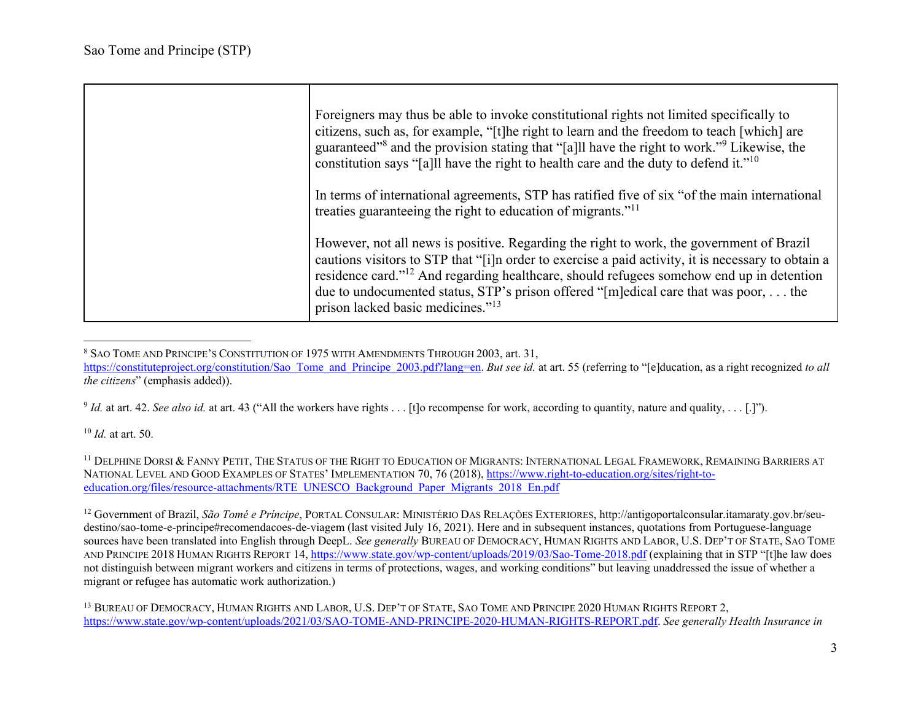Sao Tome and Principe (STP)

| | |
|---|---|
| | Foreigners may thus be able to invoke constitutional rights not limited specifically to citizens, such as, for example, "[t]he right to learn and the freedom to teach [which] are guaranteed"[8] and the provision stating that "[a]ll have the right to work."[9] Likewise, the constitution says "[a]ll have the right to health care and the duty to defend it."[10]<br><br>In terms of international agreements, STP has ratified five of six "of the main international treaties guaranteeing the right to education of migrants."[11]<br><br>However, not all news is positive. Regarding the right to work, the government of Brazil cautions visitors to STP that "[i]n order to exercise a paid activity, it is necessary to obtain a residence card."[12] And regarding healthcare, should refugees somehow end up in detention due to undocumented status, STP's prison offered "[m]edical care that was poor, . . . the prison lacked basic medicines."[13] |

---

[8] SAO TOME AND PRINCIPE'S CONSTITUTION OF 1975 WITH AMENDMENTS THROUGH 2003, art. 31, https://constituteproject.org/constitution/Sao_Tome_and_Principe_2003.pdf?lang=en. *But see id.* at art. 55 (referring to "[e]ducation, as a right recognized *to all the citizens*" (emphasis added)).

[9] *Id.* at art. 42. *See also id.* at art. 43 ("All the workers have rights . . . [t]o recompense for work, according to quantity, nature and quality, . . . [.]").

[10] *Id.* at art. 50.

[11] DELPHINE DORSI & FANNY PETIT, THE STATUS OF THE RIGHT TO EDUCATION OF MIGRANTS: INTERNATIONAL LEGAL FRAMEWORK, REMAINING BARRIERS AT NATIONAL LEVEL AND GOOD EXAMPLES OF STATES' IMPLEMENTATION 70, 76 (2018), https://www.right-to-education.org/sites/right-to-education.org/files/resource-attachments/RTE_UNESCO_Background_Paper_Migrants_2018_En.pdf

[12] Government of Brazil, *São Tomé e Príncipe*, PORTAL CONSULAR: MINISTÉRIO DAS RELAÇÕES EXTERIORES, http://antigoportalconsular.itamaraty.gov.br/seu-destino/sao-tome-e-principe#recomendacoes-de-viagem (last visited July 16, 2021). Here and in subsequent instances, quotations from Portuguese-language sources have been translated into English through DeepL. *See generally* BUREAU OF DEMOCRACY, HUMAN RIGHTS AND LABOR, U.S. DEP'T OF STATE, SAO TOME AND PRINCIPE 2018 HUMAN RIGHTS REPORT 14, https://www.state.gov/wp-content/uploads/2019/03/Sao-Tome-2018.pdf (explaining that in STP "[t]he law does not distinguish between migrant workers and citizens in terms of protections, wages, and working conditions" but leaving unaddressed the issue of whether a migrant or refugee has automatic work authorization.)

[13] BUREAU OF DEMOCRACY, HUMAN RIGHTS AND LABOR, U.S. DEP'T OF STATE, SAO TOME AND PRINCIPE 2020 HUMAN RIGHTS REPORT 2, https://www.state.gov/wp-content/uploads/2021/03/SAO-TOME-AND-PRINCIPE-2020-HUMAN-RIGHTS-REPORT.pdf. *See generally Health Insurance in*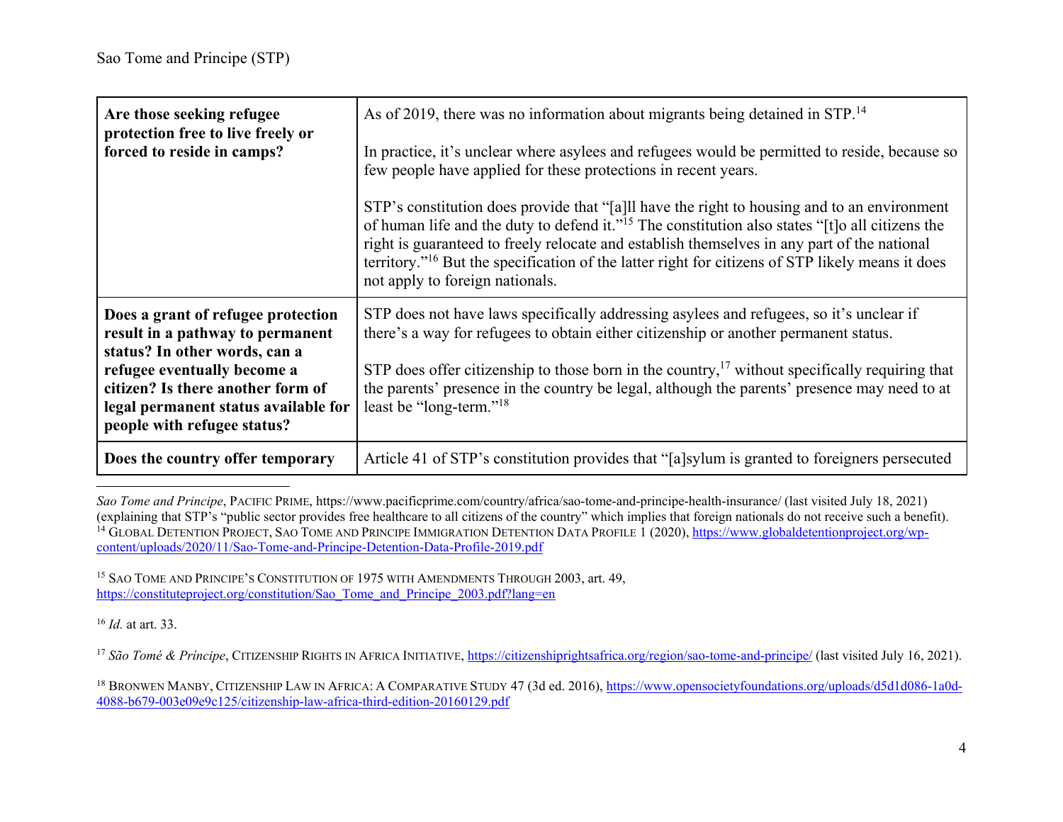| | |
|---|---|
| **Are those seeking refugee protection free to live freely or forced to reside in camps?** | As of 2019, there was no information about migrants being detained in STP.[14]<br><br>In practice, it's unclear where asylees and refugees would be permitted to reside, because so few people have applied for these protections in recent years.<br><br>STP's constitution does provide that "[a]ll have the right to housing and to an environment of human life and the duty to defend it."[15] The constitution also states "[t]o all citizens the right is guaranteed to freely relocate and establish themselves in any part of the national territory."[16] But the specification of the latter right for citizens of STP likely means it does not apply to foreign nationals. |
| **Does a grant of refugee protection result in a pathway to permanent status? In other words, can a refugee eventually become a citizen? Is there another form of legal permanent status available for people with refugee status?** | STP does not have laws specifically addressing asylees and refugees, so it's unclear if there's a way for refugees to obtain either citizenship or another permanent status.<br><br>STP does offer citizenship to those born in the country,[17] without specifically requiring that the parents' presence in the country be legal, although the parents' presence may need to at least be "long-term."[18] |
| **Does the country offer temporary** | Article 41 of STP's constitution provides that "[a]sylum is granted to foreigners persecuted |

---

*Sao Tome and Principe*, PACIFIC PRIME, https://www.pacificprime.com/country/africa/sao-tome-and-principe-health-insurance/ (last visited July 18, 2021) (explaining that STP's "public sector provides free healthcare to all citizens of the country" which implies that foreign nationals do not receive such a benefit).

[14] GLOBAL DETENTION PROJECT, SAO TOME AND PRINCIPE IMMIGRATION DETENTION DATA PROFILE 1 (2020), https://www.globaldetentionproject.org/wp-content/uploads/2020/11/Sao-Tome-and-Principe-Detention-Data-Profile-2019.pdf

[15] SAO TOME AND PRINCIPE'S CONSTITUTION OF 1975 WITH AMENDMENTS THROUGH 2003, art. 49, https://constituteproject.org/constitution/Sao_Tome_and_Principe_2003.pdf?lang=en

[16] *Id.* at art. 33.

[17] *São Tomé & Príncipe*, CITIZENSHIP RIGHTS IN AFRICA INITIATIVE, https://citizenshiprightsafrica.org/region/sao-tome-and-principe/ (last visited July 16, 2021).

[18] BRONWEN MANBY, CITIZENSHIP LAW IN AFRICA: A COMPARATIVE STUDY 47 (3d ed. 2016), https://www.opensocietyfoundations.org/uploads/d5d1d086-1a0d-4088-b679-003e09e9c125/citizenship-law-africa-third-edition-20160129.pdf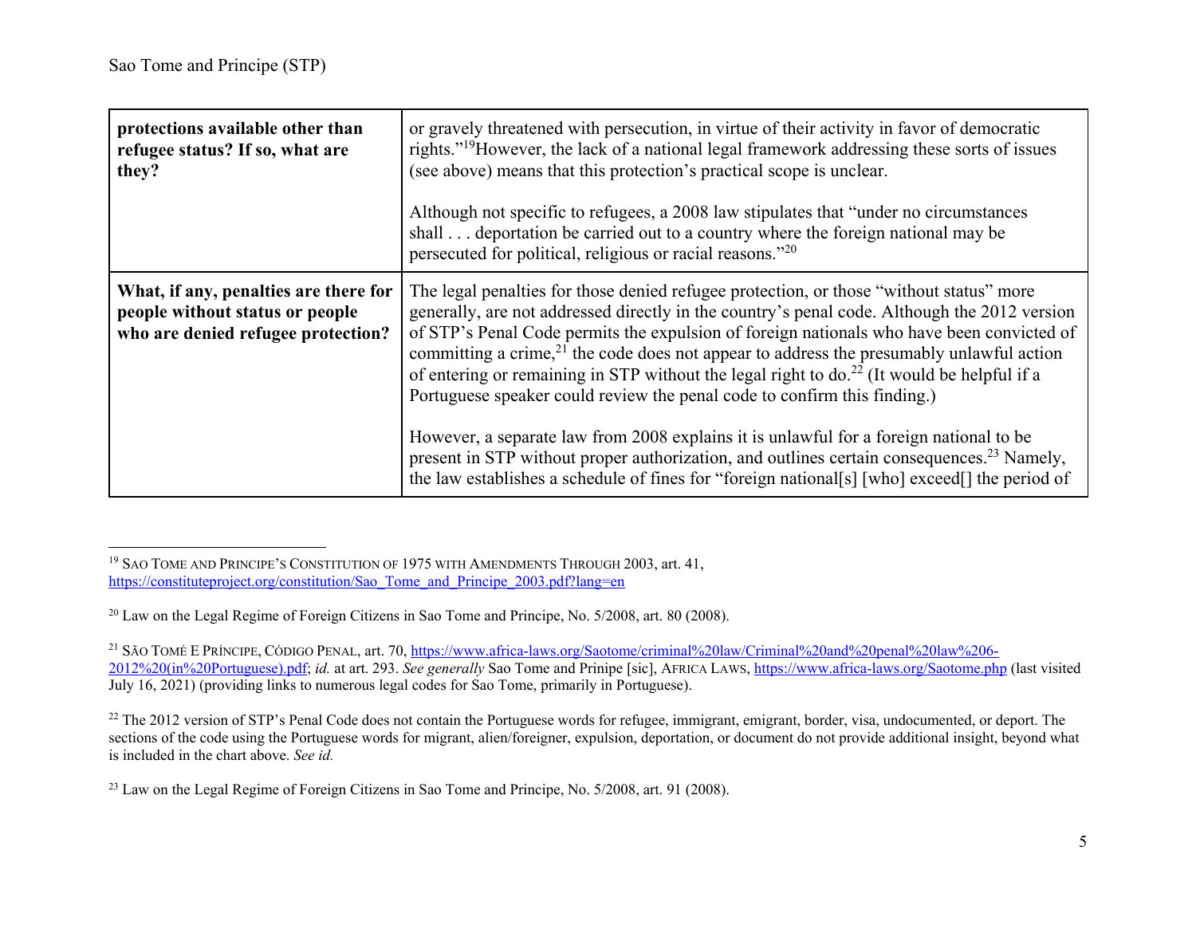| | |
|---|---|
| **protections available other than refugee status? If so, what are they?** | or gravely threatened with persecution, in virtue of their activity in favor of democratic rights."[19]However, the lack of a national legal framework addressing these sorts of issues (see above) means that this protection's practical scope is unclear.<br><br>Although not specific to refugees, a 2008 law stipulates that "under no circumstances shall . . . deportation be carried out to a country where the foreign national may be persecuted for political, religious or racial reasons."[20] |
| **What, if any, penalties are there for people without status or people who are denied refugee protection?** | The legal penalties for those denied refugee protection, or those "without status" more generally, are not addressed directly in the country's penal code. Although the 2012 version of STP's Penal Code permits the expulsion of foreign nationals who have been convicted of committing a crime,[21] the code does not appear to address the presumably unlawful action of entering or remaining in STP without the legal right to do.[22] (It would be helpful if a Portuguese speaker could review the penal code to confirm this finding.)<br><br>However, a separate law from 2008 explains it is unlawful for a foreign national to be present in STP without proper authorization, and outlines certain consequences.[23] Namely, the law establishes a schedule of fines for "foreign national[s] [who] exceed[] the period of |

---

[19] SAO TOME AND PRINCIPE'S CONSTITUTION OF 1975 WITH AMENDMENTS THROUGH 2003, art. 41, https://constituteproject.org/constitution/Sao_Tome_and_Principe_2003.pdf?lang=en

[20] Law on the Legal Regime of Foreign Citizens in Sao Tome and Principe, No. 5/2008, art. 80 (2008).

[21] SÃO TOMÉ E PRÍNCIPE, CÓDIGO PENAL, art. 70, https://www.africa-laws.org/Saotome/criminal%20law/Criminal%20and%20penal%20law%206-2012%20(in%20Portuguese).pdf; *id.* at art. 293. *See generally* Sao Tome and Prinipe [sic], AFRICA LAWS, https://www.africa-laws.org/Saotome.php (last visited July 16, 2021) (providing links to numerous legal codes for Sao Tome, primarily in Portuguese).

[22] The 2012 version of STP's Penal Code does not contain the Portuguese words for refugee, immigrant, emigrant, border, visa, undocumented, or deport. The sections of the code using the Portuguese words for migrant, alien/foreigner, expulsion, deportation, or document do not provide additional insight, beyond what is included in the chart above. *See id.*

[23] Law on the Legal Regime of Foreign Citizens in Sao Tome and Principe, No. 5/2008, art. 91 (2008).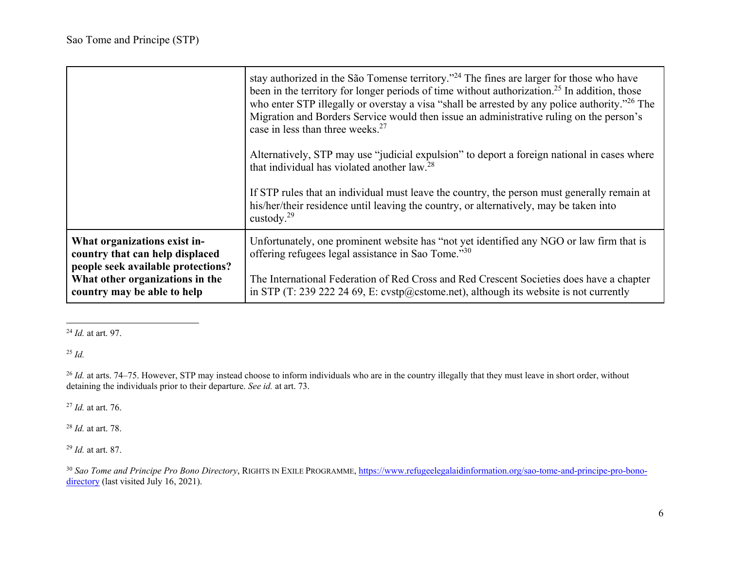| | |
|---|---|
| | stay authorized in the São Tomense territory."[24] The fines are larger for those who have been in the territory for longer periods of time without authorization.[25] In addition, those who enter STP illegally or overstay a visa "shall be arrested by any police authority."[26] The Migration and Borders Service would then issue an administrative ruling on the person's case in less than three weeks.[27]<br><br>Alternatively, STP may use "judicial expulsion" to deport a foreign national in cases where that individual has violated another law.[28]<br><br>If STP rules that an individual must leave the country, the person must generally remain at his/her/their residence until leaving the country, or alternatively, may be taken into custody.[29] |
| **What organizations exist in-country that can help displaced people seek available protections? What other organizations in the country may be able to help** | Unfortunately, one prominent website has "not yet identified any NGO or law firm that is offering refugees legal assistance in Sao Tome."[30]<br><br>The International Federation of Red Cross and Red Crescent Societies does have a chapter in STP (T: 239 222 24 69, E: cvstp@cstome.net), although its website is not currently |

---

[24] *Id.* at art. 97.

[25] *Id.*

[26] *Id.* at arts. 74–75. However, STP may instead choose to inform individuals who are in the country illegally that they must leave in short order, without detaining the individuals prior to their departure. *See id.* at art. 73.

[27] *Id.* at art. 76.

[28] *Id.* at art. 78.

[29] *Id.* at art. 87.

[30] *Sao Tome and Principe Pro Bono Directory*, RIGHTS IN EXILE PROGRAMME, https://www.refugeelegalaidinformation.org/sao-tome-and-principe-pro-bono-directory (last visited July 16, 2021).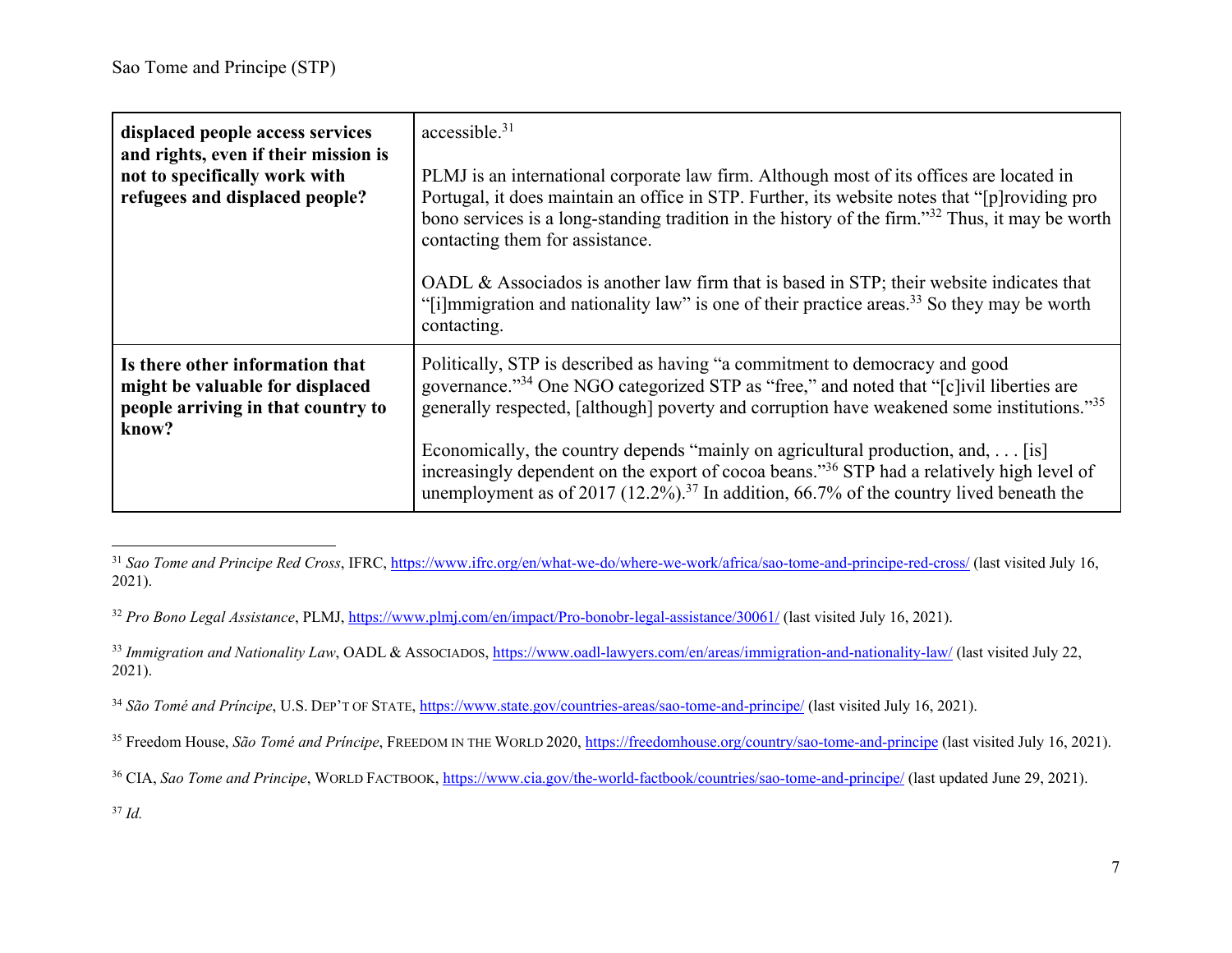| displaced people access services and rights, even if their mission is not to specifically work with refugees and displaced people? | accessible.[31]<br><br>PLMJ is an international corporate law firm. Although most of its offices are located in Portugal, it does maintain an office in STP. Further, its website notes that "[p]roviding pro bono services is a long-standing tradition in the history of the firm."[32] Thus, it may be worth contacting them for assistance.<br><br>OADL & Associados is another law firm that is based in STP; their website indicates that "[i]mmigration and nationality law" is one of their practice areas.[33] So they may be worth contacting. |
|---|---|
| **Is there other information that might be valuable for displaced people arriving in that country to know?** | Politically, STP is described as having "a commitment to democracy and good governance."[34] One NGO categorized STP as "free," and noted that "[c]ivil liberties are generally respected, [although] poverty and corruption have weakened some institutions."[35]<br><br>Economically, the country depends "mainly on agricultural production, and, . . . [is] increasingly dependent on the export of cocoa beans."[36] STP had a relatively high level of unemployment as of 2017 (12.2%).[37] In addition, 66.7% of the country lived beneath the |

[31] *Sao Tome and Principe Red Cross*, IFRC, https://www.ifrc.org/en/what-we-do/where-we-work/africa/sao-tome-and-principe-red-cross/ (last visited July 16, 2021).

[32] *Pro Bono Legal Assistance*, PLMJ, https://www.plmj.com/en/impact/Pro-bonobr-legal-assistance/30061/ (last visited July 16, 2021).

[33] *Immigration and Nationality Law*, OADL & ASSOCIADOS, https://www.oadl-lawyers.com/en/areas/immigration-and-nationality-law/ (last visited July 22, 2021).

[34] *São Tomé and Príncipe*, U.S. DEP'T OF STATE, https://www.state.gov/countries-areas/sao-tome-and-principe/ (last visited July 16, 2021).

[35] Freedom House, *São Tomé and Príncipe*, FREEDOM IN THE WORLD 2020, https://freedomhouse.org/country/sao-tome-and-principe (last visited July 16, 2021).

[36] CIA, *Sao Tome and Principe*, WORLD FACTBOOK, https://www.cia.gov/the-world-factbook/countries/sao-tome-and-principe/ (last updated June 29, 2021).

[37] *Id.*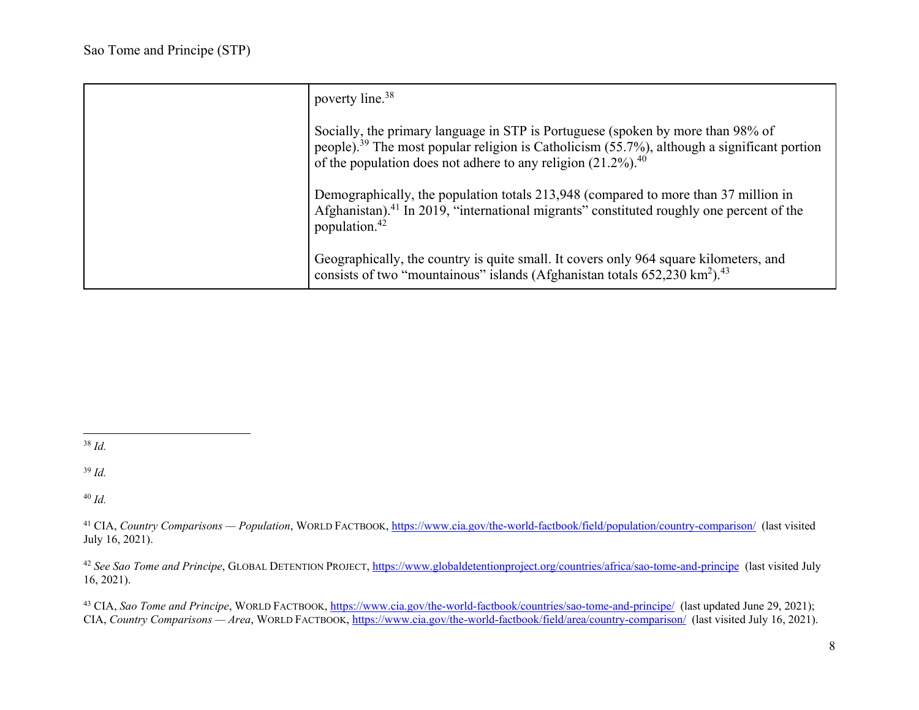| | |
|---|---|
| | poverty line.[38]<br><br>Socially, the primary language in STP is Portuguese (spoken by more than 98% of people).[39] The most popular religion is Catholicism (55.7%), although a significant portion of the population does not adhere to any religion (21.2%).[40]<br><br>Demographically, the population totals 213,948 (compared to more than 37 million in Afghanistan).[41] In 2019, "international migrants" constituted roughly one percent of the population.[42]<br><br>Geographically, the country is quite small. It covers only 964 square kilometers, and consists of two "mountainous" islands (Afghanistan totals 652,230 km$^2$).[43] |

---

[38] *Id.*

[39] *Id.*

[40] *Id.*

[41] CIA, *Country Comparisons — Population*, WORLD FACTBOOK, https://www.cia.gov/the-world-factbook/field/population/country-comparison/ (last visited July 16, 2021).

[42] *See Sao Tome and Principe*, GLOBAL DETENTION PROJECT, https://www.globaldetentionproject.org/countries/africa/sao-tome-and-principe (last visited July 16, 2021).

[43] CIA, *Sao Tome and Principe*, WORLD FACTBOOK, https://www.cia.gov/the-world-factbook/countries/sao-tome-and-principe/ (last updated June 29, 2021); CIA, *Country Comparisons — Area*, WORLD FACTBOOK, https://www.cia.gov/the-world-factbook/field/area/country-comparison/ (last visited July 16, 2021).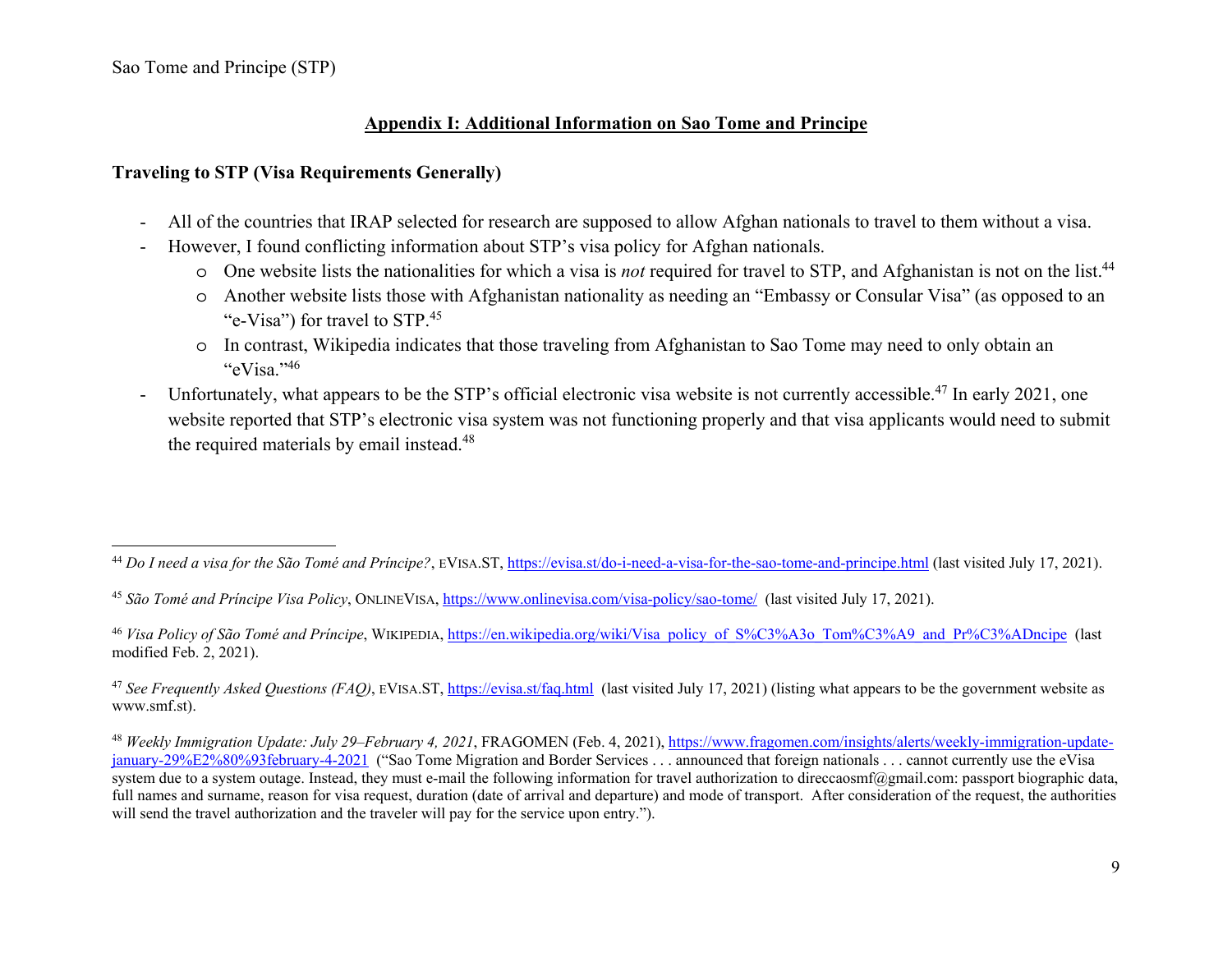## Appendix I: Additional Information on Sao Tome and Principe

### Traveling to STP (Visa Requirements Generally)

- All of the countries that IRAP selected for research are supposed to allow Afghan nationals to travel to them without a visa.
- However, I found conflicting information about STP's visa policy for Afghan nationals.
  - One website lists the nationalities for which a visa is *not* required for travel to STP, and Afghanistan is not on the list.[44]
  - Another website lists those with Afghanistan nationality as needing an "Embassy or Consular Visa" (as opposed to an "e-Visa") for travel to STP.[45]
  - In contrast, Wikipedia indicates that those traveling from Afghanistan to Sao Tome may need to only obtain an "eVisa."[46]
- Unfortunately, what appears to be the STP's official electronic visa website is not currently accessible.[47] In early 2021, one website reported that STP's electronic visa system was not functioning properly and that visa applicants would need to submit the required materials by email instead.[48]

---

[44] *Do I need a visa for the São Tomé and Príncipe?*, EVISA.ST, https://evisa.st/do-i-need-a-visa-for-the-sao-tome-and-principe.html (last visited July 17, 2021).

[45] *São Tomé and Príncipe Visa Policy*, ONLINEVISA, https://www.onlinevisa.com/visa-policy/sao-tome/ (last visited July 17, 2021).

[46] *Visa Policy of São Tomé and Príncipe*, WIKIPEDIA, https://en.wikipedia.org/wiki/Visa_policy_of_S%C3%A3o_Tom%C3%A9_and_Pr%C3%ADncipe (last modified Feb. 2, 2021).

[47] *See Frequently Asked Questions (FAQ)*, EVISA.ST, https://evisa.st/faq.html (last visited July 17, 2021) (listing what appears to be the government website as www.smf.st).

[48] *Weekly Immigration Update: July 29–February 4, 2021*, FRAGOMEN (Feb. 4, 2021), https://www.fragomen.com/insights/alerts/weekly-immigration-update-january-29%E2%80%93february-4-2021 ("Sao Tome Migration and Border Services . . . announced that foreign nationals . . . cannot currently use the eVisa system due to a system outage. Instead, they must e-mail the following information for travel authorization to direccaosmf@gmail.com: passport biographic data, full names and surname, reason for visa request, duration (date of arrival and departure) and mode of transport. After consideration of the request, the authorities will send the travel authorization and the traveler will pay for the service upon entry.").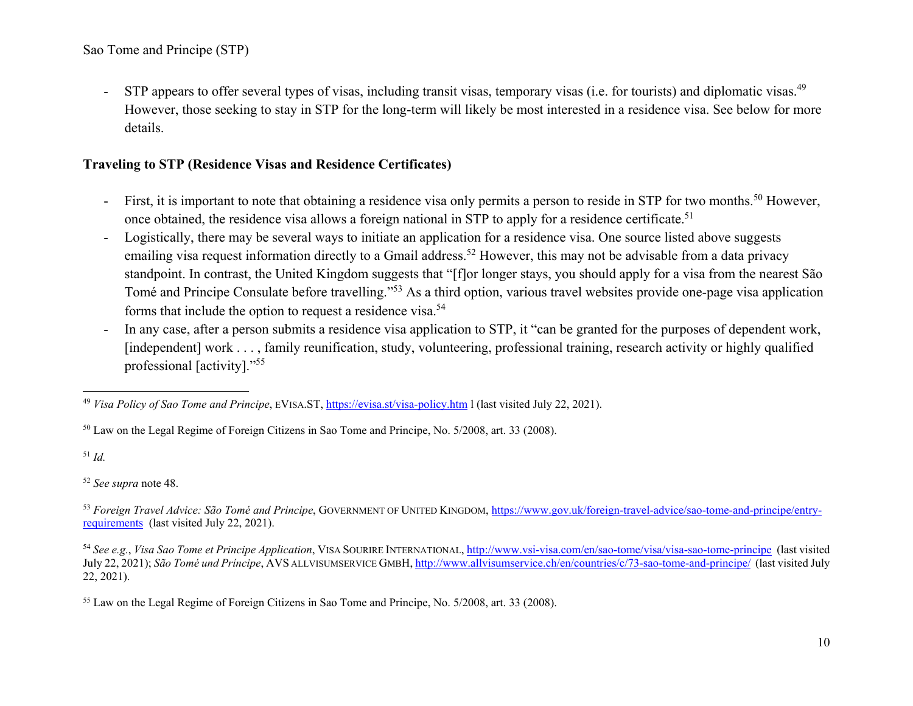- STP appears to offer several types of visas, including transit visas, temporary visas (i.e. for tourists) and diplomatic visas.[49] However, those seeking to stay in STP for the long-term will likely be most interested in a residence visa. See below for more details.

**Traveling to STP (Residence Visas and Residence Certificates)**

- First, it is important to note that obtaining a residence visa only permits a person to reside in STP for two months.[50] However, once obtained, the residence visa allows a foreign national in STP to apply for a residence certificate.[51]
- Logistically, there may be several ways to initiate an application for a residence visa. One source listed above suggests emailing visa request information directly to a Gmail address.[52] However, this may not be advisable from a data privacy standpoint. In contrast, the United Kingdom suggests that "[f]or longer stays, you should apply for a visa from the nearest São Tomé and Principe Consulate before travelling."[53] As a third option, various travel websites provide one-page visa application forms that include the option to request a residence visa.[54]
- In any case, after a person submits a residence visa application to STP, it "can be granted for the purposes of dependent work, [independent] work . . . , family reunification, study, volunteering, professional training, research activity or highly qualified professional [activity]."[55]

---

[49] *Visa Policy of Sao Tome and Principe*, EVISA.ST, https://evisa.st/visa-policy.htm l (last visited July 22, 2021).

[50] Law on the Legal Regime of Foreign Citizens in Sao Tome and Principe, No. 5/2008, art. 33 (2008).

[51] *Id.*

[52] *See supra* note 48.

[53] *Foreign Travel Advice: São Tomé and Principe*, GOVERNMENT OF UNITED KINGDOM, https://www.gov.uk/foreign-travel-advice/sao-tome-and-principe/entry-requirements (last visited July 22, 2021).

[54] *See e.g.*, *Visa Sao Tome et Principe Application*, VISA SOURIRE INTERNATIONAL, http://www.vsi-visa.com/en/sao-tome/visa/visa-sao-tome-principe (last visited July 22, 2021); *São Tomé und Príncipe*, AVS ALLVISUMSERVICE GMBH, http://www.allvisumservice.ch/en/countries/c/73-sao-tome-and-principe/ (last visited July 22, 2021).

[55] Law on the Legal Regime of Foreign Citizens in Sao Tome and Principe, No. 5/2008, art. 33 (2008).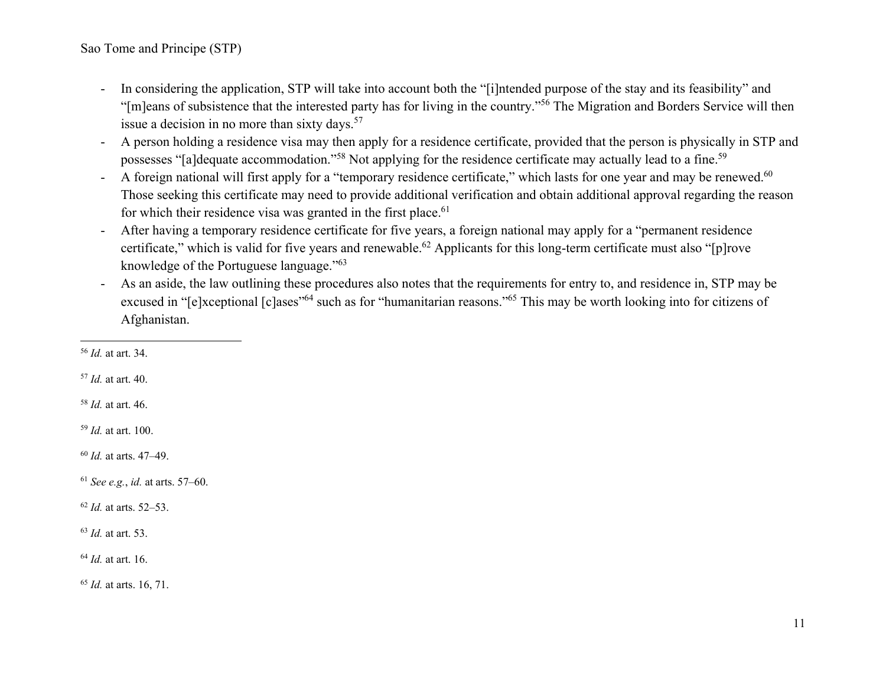- In considering the application, STP will take into account both the "[i]ntended purpose of the stay and its feasibility" and "[m]eans of subsistence that the interested party has for living in the country."[56] The Migration and Borders Service will then issue a decision in no more than sixty days.[57]
- A person holding a residence visa may then apply for a residence certificate, provided that the person is physically in STP and possesses "[a]dequate accommodation."[58] Not applying for the residence certificate may actually lead to a fine.[59]
- A foreign national will first apply for a "temporary residence certificate," which lasts for one year and may be renewed.[60] Those seeking this certificate may need to provide additional verification and obtain additional approval regarding the reason for which their residence visa was granted in the first place.[61]
- After having a temporary residence certificate for five years, a foreign national may apply for a "permanent residence certificate," which is valid for five years and renewable.[62] Applicants for this long-term certificate must also "[p]rove knowledge of the Portuguese language."[63]
- As an aside, the law outlining these procedures also notes that the requirements for entry to, and residence in, STP may be excused in "[e]xceptional [c]ases"[64] such as for "humanitarian reasons."[65] This may be worth looking into for citizens of Afghanistan.

---

[56] *Id.* at art. 34.

[57] *Id.* at art. 40.

[58] *Id.* at art. 46.

[59] *Id.* at art. 100.

[60] *Id.* at arts. 47–49.

[61] *See e.g.*, *id.* at arts. 57–60.

[62] *Id.* at arts. 52–53.

[63] *Id.* at art. 53.

[64] *Id.* at art. 16.

[65] *Id.* at arts. 16, 71.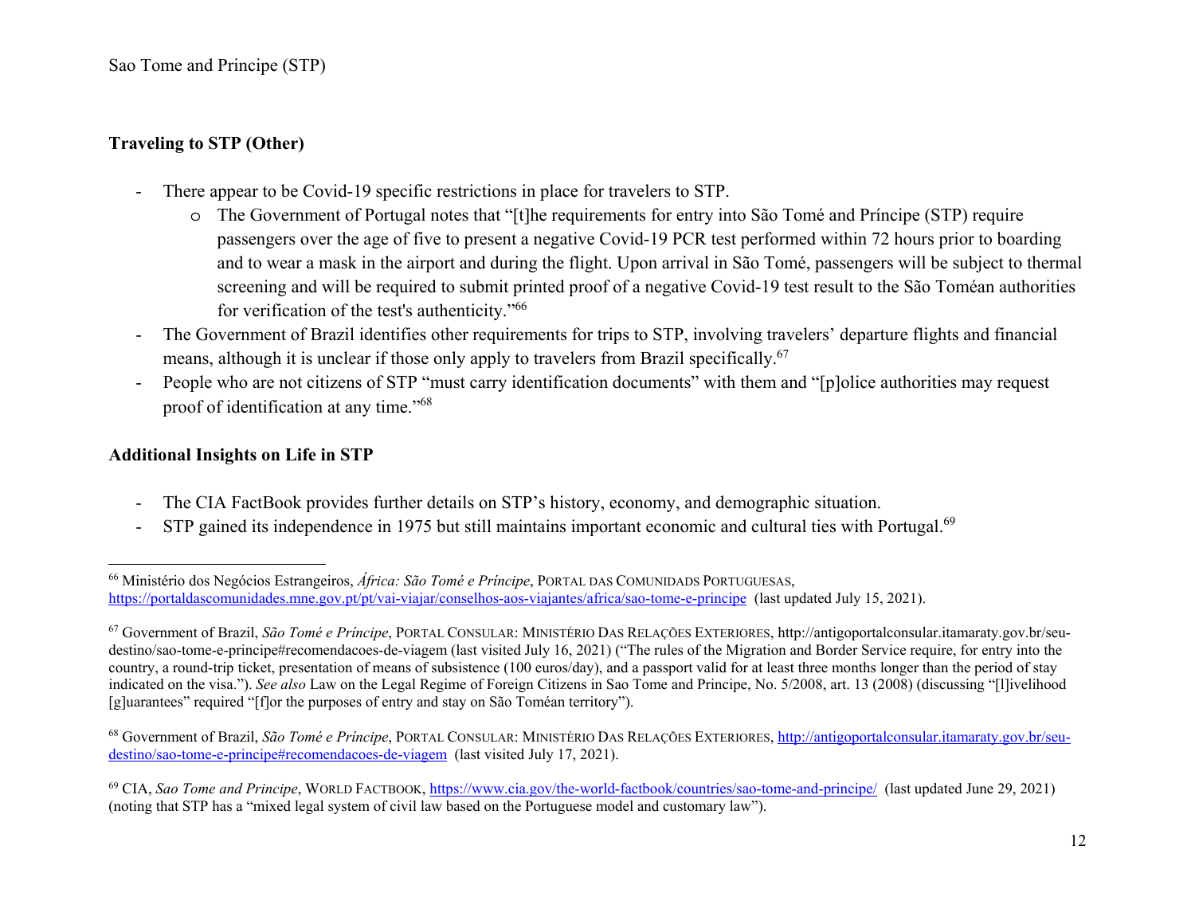**Traveling to STP (Other)**

- There appear to be Covid-19 specific restrictions in place for travelers to STP.
  - The Government of Portugal notes that "[t]he requirements for entry into São Tomé and Príncipe (STP) require passengers over the age of five to present a negative Covid-19 PCR test performed within 72 hours prior to boarding and to wear a mask in the airport and during the flight. Upon arrival in São Tomé, passengers will be subject to thermal screening and will be required to submit printed proof of a negative Covid-19 test result to the São Toméan authorities for verification of the test's authenticity."[66]
- The Government of Brazil identifies other requirements for trips to STP, involving travelers' departure flights and financial means, although it is unclear if those only apply to travelers from Brazil specifically.[67]
- People who are not citizens of STP "must carry identification documents" with them and "[p]olice authorities may request proof of identification at any time."[68]

**Additional Insights on Life in STP**

- The CIA FactBook provides further details on STP's history, economy, and demographic situation.
- STP gained its independence in 1975 but still maintains important economic and cultural ties with Portugal.[69]

---

[66] Ministério dos Negócios Estrangeiros, *África: São Tomé e Príncipe*, PORTAL DAS COMUNIDADS PORTUGUESAS, https://portaldascomunidades.mne.gov.pt/pt/vai-viajar/conselhos-aos-viajantes/africa/sao-tome-e-principe (last updated July 15, 2021).

[67] Government of Brazil, *São Tomé e Príncipe*, PORTAL CONSULAR: MINISTÉRIO DAS RELAÇÕES EXTERIORES, http://antigoportalconsular.itamaraty.gov.br/seu-destino/sao-tome-e-principe#recomendacoes-de-viagem (last visited July 16, 2021) ("The rules of the Migration and Border Service require, for entry into the country, a round-trip ticket, presentation of means of subsistence (100 euros/day), and a passport valid for at least three months longer than the period of stay indicated on the visa."). *See also* Law on the Legal Regime of Foreign Citizens in Sao Tome and Principe, No. 5/2008, art. 13 (2008) (discussing "[l]ivelihood [g]uarantees" required "[f]or the purposes of entry and stay on São Toméan territory").

[68] Government of Brazil, *São Tomé e Príncipe*, PORTAL CONSULAR: MINISTÉRIO DAS RELAÇÕES EXTERIORES, http://antigoportalconsular.itamaraty.gov.br/seu-destino/sao-tome-e-principe#recomendacoes-de-viagem (last visited July 17, 2021).

[69] CIA, *Sao Tome and Principe*, WORLD FACTBOOK, https://www.cia.gov/the-world-factbook/countries/sao-tome-and-principe/ (last updated June 29, 2021) (noting that STP has a "mixed legal system of civil law based on the Portuguese model and customary law").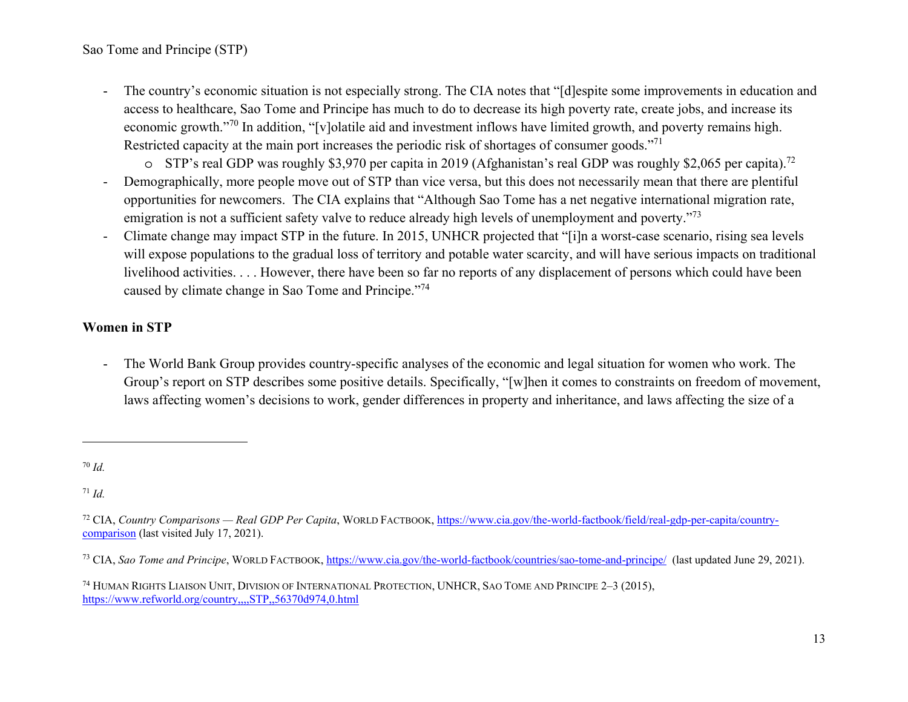Sao Tome and Principe (STP)

- The country's economic situation is not especially strong. The CIA notes that "[d]espite some improvements in education and access to healthcare, Sao Tome and Principe has much to do to decrease its high poverty rate, create jobs, and increase its economic growth."[70] In addition, "[v]olatile aid and investment inflows have limited growth, and poverty remains high. Restricted capacity at the main port increases the periodic risk of shortages of consumer goods."[71]
  - STP's real GDP was roughly $3,970 per capita in 2019 (Afghanistan's real GDP was roughly $2,065 per capita).[72]
- Demographically, more people move out of STP than vice versa, but this does not necessarily mean that there are plentiful opportunities for newcomers. The CIA explains that "Although Sao Tome has a net negative international migration rate, emigration is not a sufficient safety valve to reduce already high levels of unemployment and poverty."[73]
- Climate change may impact STP in the future. In 2015, UNHCR projected that "[i]n a worst-case scenario, rising sea levels will expose populations to the gradual loss of territory and potable water scarcity, and will have serious impacts on traditional livelihood activities. . . . However, there have been so far no reports of any displacement of persons which could have been caused by climate change in Sao Tome and Principe."[74]

**Women in STP**

- The World Bank Group provides country-specific analyses of the economic and legal situation for women who work. The Group's report on STP describes some positive details. Specifically, "[w]hen it comes to constraints on freedom of movement, laws affecting women's decisions to work, gender differences in property and inheritance, and laws affecting the size of a

---

[70] *Id.*

[71] *Id.*

[72] CIA, *Country Comparisons — Real GDP Per Capita*, WORLD FACTBOOK, https://www.cia.gov/the-world-factbook/field/real-gdp-per-capita/country-comparison (last visited July 17, 2021).

[73] CIA, *Sao Tome and Principe*, WORLD FACTBOOK, https://www.cia.gov/the-world-factbook/countries/sao-tome-and-principe/ (last updated June 29, 2021).

[74] HUMAN RIGHTS LIAISON UNIT, DIVISION OF INTERNATIONAL PROTECTION, UNHCR, SAO TOME AND PRINCIPE 2–3 (2015), https://www.refworld.org/country,,,,STP,,56370d974,0.html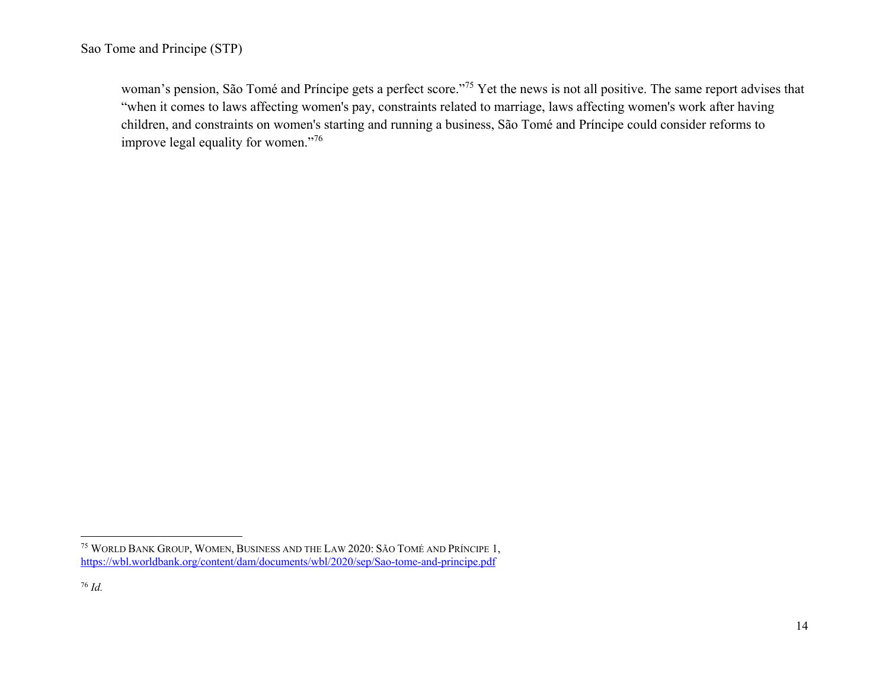woman's pension, São Tomé and Príncipe gets a perfect score."[75] Yet the news is not all positive. The same report advises that "when it comes to laws affecting women's pay, constraints related to marriage, laws affecting women's work after having children, and constraints on women's starting and running a business, São Tomé and Príncipe could consider reforms to improve legal equality for women."[76]

---

[75] WORLD BANK GROUP, WOMEN, BUSINESS AND THE LAW 2020: SÃO TOMÉ AND PRÍNCIPE 1, https://wbl.worldbank.org/content/dam/documents/wbl/2020/sep/Sao-tome-and-principe.pdf

[76] *Id.*